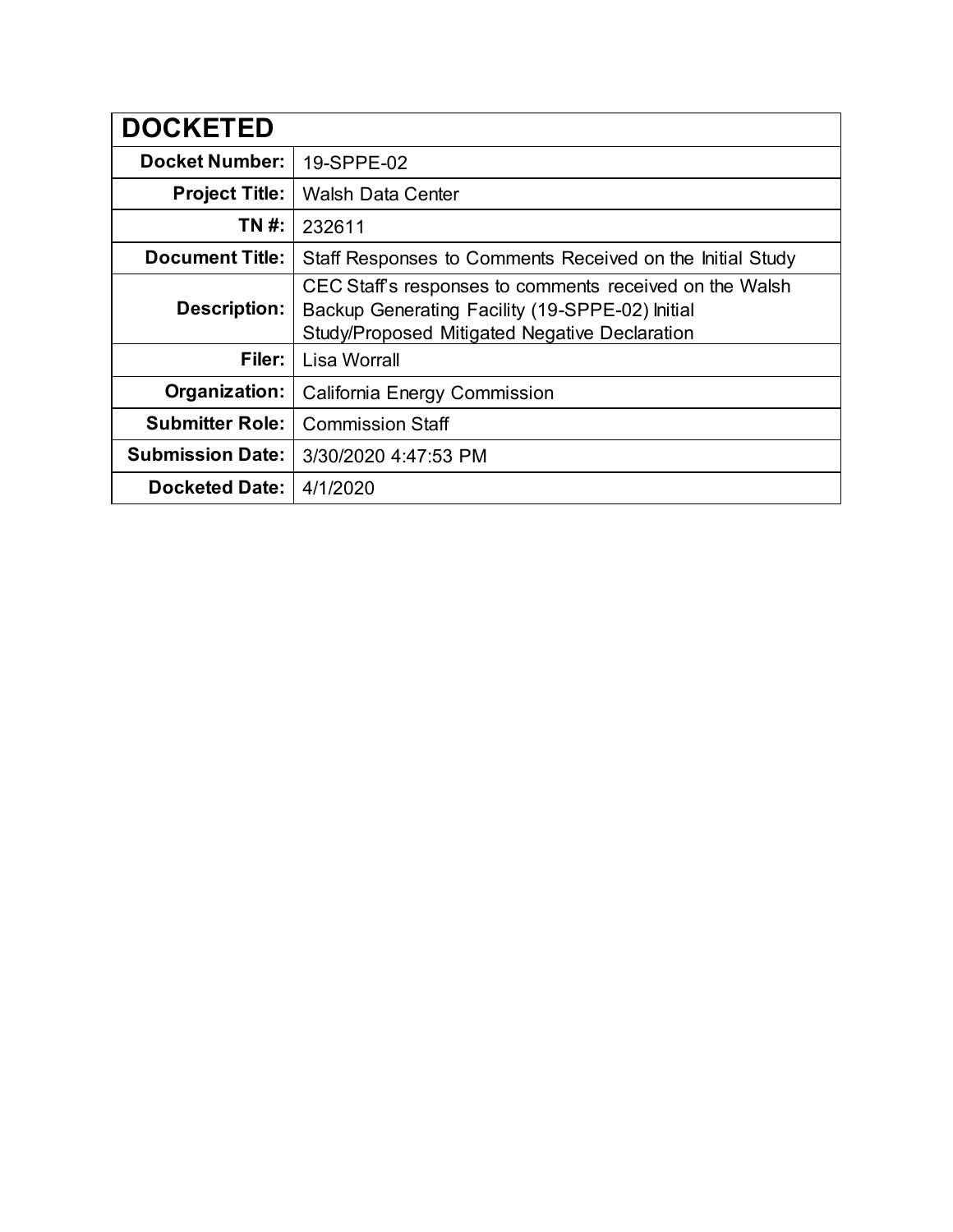| DOCKETED | |
|---|---|
| **Docket Number:** | 19-SPPE-02 |
| **Project Title:** | Walsh Data Center |
| **TN #:** | 232611 |
| **Document Title:** | Staff Responses to Comments Received on the Initial Study |
| **Description:** | CEC Staff's responses to comments received on the Walsh Backup Generating Facility (19-SPPE-02) Initial Study/Proposed Mitigated Negative Declaration |
| **Filer:** | Lisa Worrall |
| **Organization:** | California Energy Commission |
| **Submitter Role:** | Commission Staff |
| **Submission Date:** | 3/30/2020 4:47:53 PM |
| **Docketed Date:** | 4/1/2020 |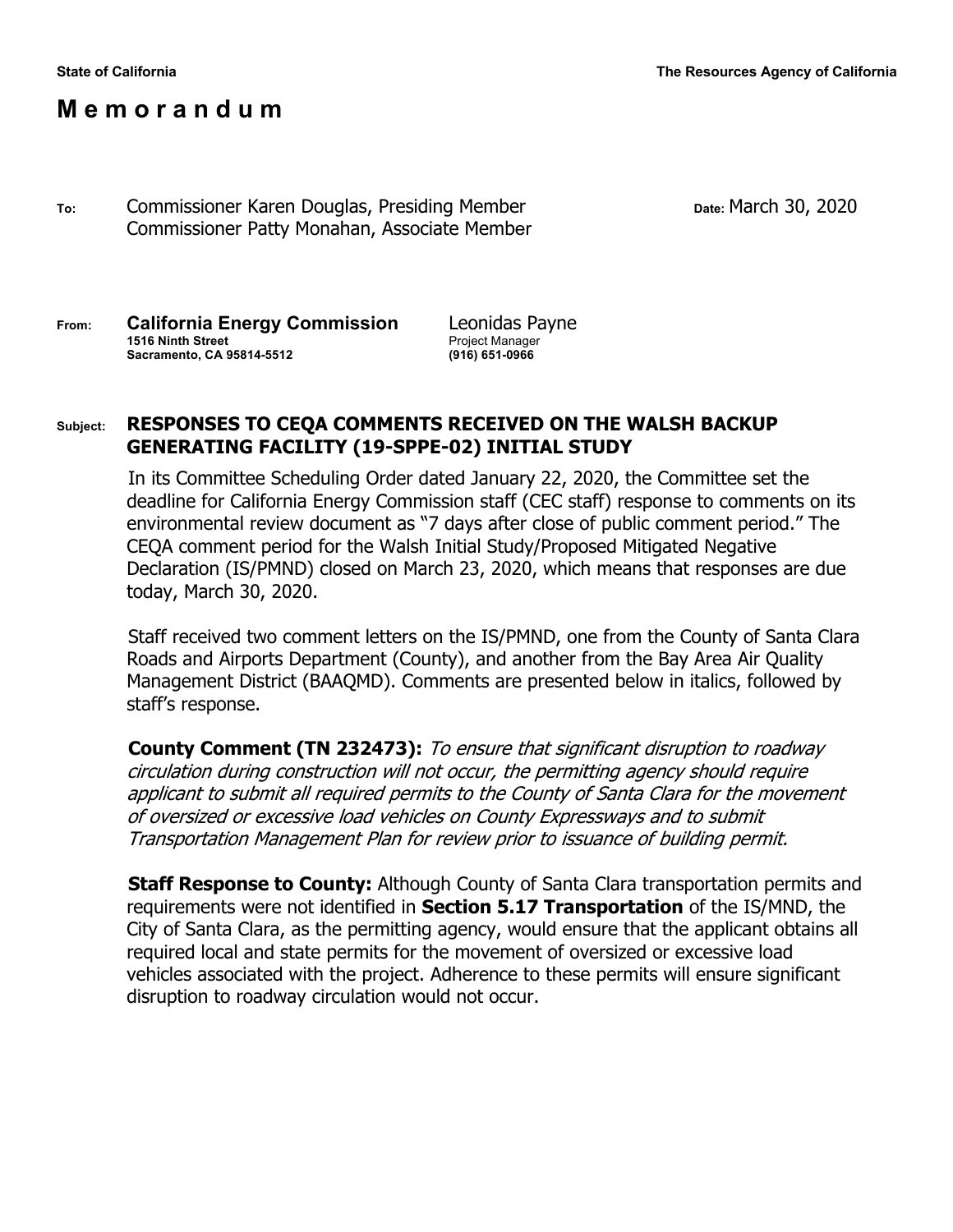State of California

The Resources Agency of California

# M e m o r a n d u m

**To:** Commissioner Karen Douglas, Presiding Member
Commissioner Patty Monahan, Associate Member

**Date:** March 30, 2020

**From:** **California Energy Commission**
**1516 Ninth Street**
**Sacramento, CA 95814-5512**

Leonidas Payne
Project Manager
**(916) 651-0966**

**Subject: RESPONSES TO CEQA COMMENTS RECEIVED ON THE WALSH BACKUP GENERATING FACILITY (19-SPPE-02) INITIAL STUDY**

In its Committee Scheduling Order dated January 22, 2020, the Committee set the deadline for California Energy Commission staff (CEC staff) response to comments on its environmental review document as "7 days after close of public comment period." The CEQA comment period for the Walsh Initial Study/Proposed Mitigated Negative Declaration (IS/PMND) closed on March 23, 2020, which means that responses are due today, March 30, 2020.

Staff received two comment letters on the IS/PMND, one from the County of Santa Clara Roads and Airports Department (County), and another from the Bay Area Air Quality Management District (BAAQMD). Comments are presented below in italics, followed by staff's response.

**County Comment (TN 232473):** *To ensure that significant disruption to roadway circulation during construction will not occur, the permitting agency should require applicant to submit all required permits to the County of Santa Clara for the movement of oversized or excessive load vehicles on County Expressways and to submit Transportation Management Plan for review prior to issuance of building permit.*

**Staff Response to County:** Although County of Santa Clara transportation permits and requirements were not identified in **Section 5.17 Transportation** of the IS/MND, the City of Santa Clara, as the permitting agency, would ensure that the applicant obtains all required local and state permits for the movement of oversized or excessive load vehicles associated with the project. Adherence to these permits will ensure significant disruption to roadway circulation would not occur.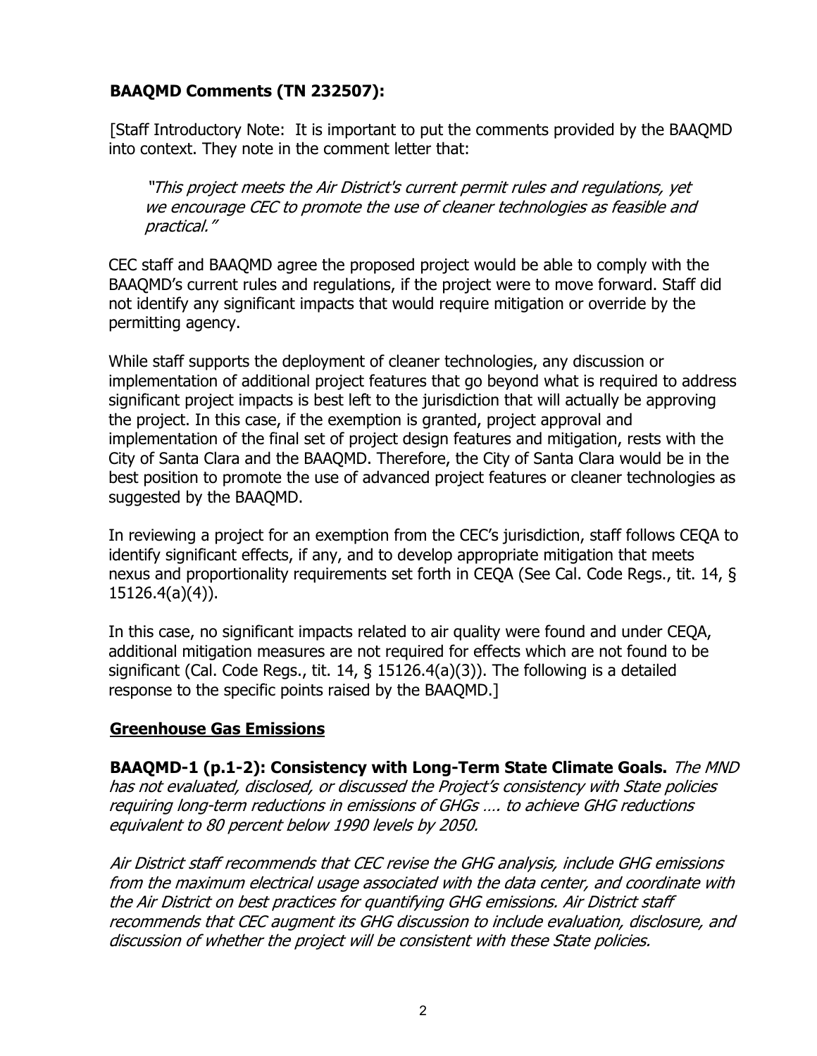**BAAQMD Comments (TN 232507):**

[Staff Introductory Note: It is important to put the comments provided by the BAAQMD into context. They note in the comment letter that:

> *"This project meets the Air District's current permit rules and regulations, yet we encourage CEC to promote the use of cleaner technologies as feasible and practical."*

CEC staff and BAAQMD agree the proposed project would be able to comply with the BAAQMD's current rules and regulations, if the project were to move forward. Staff did not identify any significant impacts that would require mitigation or override by the permitting agency.

While staff supports the deployment of cleaner technologies, any discussion or implementation of additional project features that go beyond what is required to address significant project impacts is best left to the jurisdiction that will actually be approving the project. In this case, if the exemption is granted, project approval and implementation of the final set of project design features and mitigation, rests with the City of Santa Clara and the BAAQMD. Therefore, the City of Santa Clara would be in the best position to promote the use of advanced project features or cleaner technologies as suggested by the BAAQMD.

In reviewing a project for an exemption from the CEC's jurisdiction, staff follows CEQA to identify significant effects, if any, and to develop appropriate mitigation that meets nexus and proportionality requirements set forth in CEQA (See Cal. Code Regs., tit. 14, § 15126.4(a)(4)).

In this case, no significant impacts related to air quality were found and under CEQA, additional mitigation measures are not required for effects which are not found to be significant (Cal. Code Regs., tit. 14, § 15126.4(a)(3)). The following is a detailed response to the specific points raised by the BAAQMD.]

## Greenhouse Gas Emissions

**BAAQMD-1 (p.1-2): Consistency with Long-Term State Climate Goals.** *The MND has not evaluated, disclosed, or discussed the Project's consistency with State policies requiring long-term reductions in emissions of GHGs …. to achieve GHG reductions equivalent to 80 percent below 1990 levels by 2050.*

*Air District staff recommends that CEC revise the GHG analysis, include GHG emissions from the maximum electrical usage associated with the data center, and coordinate with the Air District on best practices for quantifying GHG emissions. Air District staff recommends that CEC augment its GHG discussion to include evaluation, disclosure, and discussion of whether the project will be consistent with these State policies.*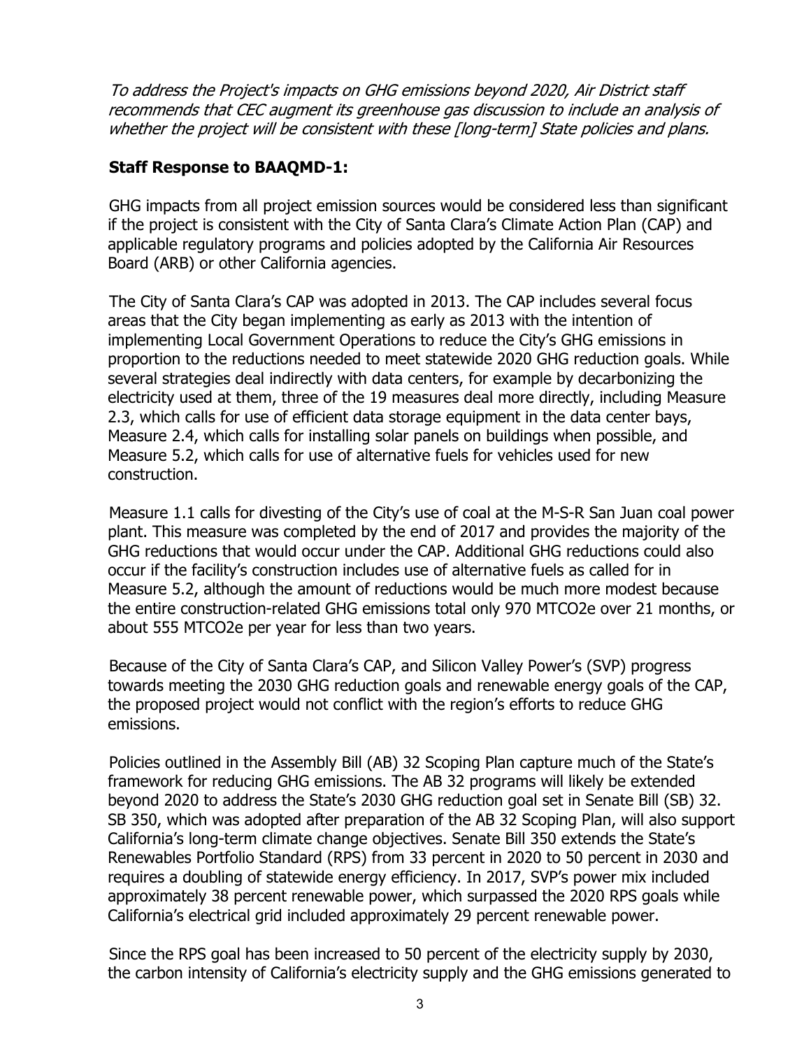*To address the Project's impacts on GHG emissions beyond 2020, Air District staff recommends that CEC augment its greenhouse gas discussion to include an analysis of whether the project will be consistent with these [long-term] State policies and plans.*

**Staff Response to BAAQMD-1:**

GHG impacts from all project emission sources would be considered less than significant if the project is consistent with the City of Santa Clara's Climate Action Plan (CAP) and applicable regulatory programs and policies adopted by the California Air Resources Board (ARB) or other California agencies.

The City of Santa Clara's CAP was adopted in 2013. The CAP includes several focus areas that the City began implementing as early as 2013 with the intention of implementing Local Government Operations to reduce the City's GHG emissions in proportion to the reductions needed to meet statewide 2020 GHG reduction goals. While several strategies deal indirectly with data centers, for example by decarbonizing the electricity used at them, three of the 19 measures deal more directly, including Measure 2.3, which calls for use of efficient data storage equipment in the data center bays, Measure 2.4, which calls for installing solar panels on buildings when possible, and Measure 5.2, which calls for use of alternative fuels for vehicles used for new construction.

Measure 1.1 calls for divesting of the City's use of coal at the M-S-R San Juan coal power plant. This measure was completed by the end of 2017 and provides the majority of the GHG reductions that would occur under the CAP. Additional GHG reductions could also occur if the facility's construction includes use of alternative fuels as called for in Measure 5.2, although the amount of reductions would be much more modest because the entire construction-related GHG emissions total only 970 MTCO2e over 21 months, or about 555 MTCO2e per year for less than two years.

Because of the City of Santa Clara's CAP, and Silicon Valley Power's (SVP) progress towards meeting the 2030 GHG reduction goals and renewable energy goals of the CAP, the proposed project would not conflict with the region's efforts to reduce GHG emissions.

Policies outlined in the Assembly Bill (AB) 32 Scoping Plan capture much of the State's framework for reducing GHG emissions. The AB 32 programs will likely be extended beyond 2020 to address the State's 2030 GHG reduction goal set in Senate Bill (SB) 32. SB 350, which was adopted after preparation of the AB 32 Scoping Plan, will also support California's long-term climate change objectives. Senate Bill 350 extends the State's Renewables Portfolio Standard (RPS) from 33 percent in 2020 to 50 percent in 2030 and requires a doubling of statewide energy efficiency. In 2017, SVP's power mix included approximately 38 percent renewable power, which surpassed the 2020 RPS goals while California's electrical grid included approximately 29 percent renewable power.

Since the RPS goal has been increased to 50 percent of the electricity supply by 2030, the carbon intensity of California's electricity supply and the GHG emissions generated to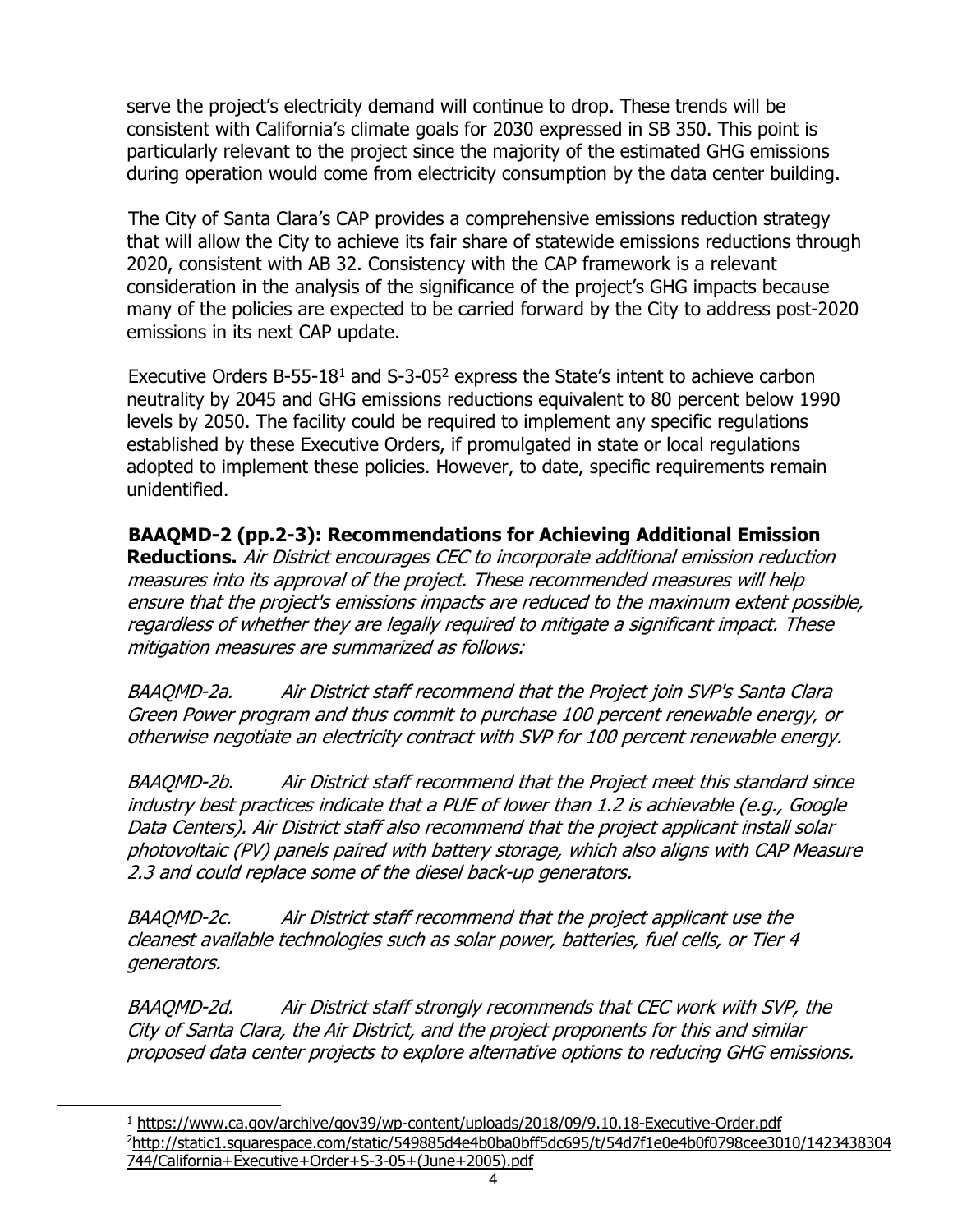serve the project's electricity demand will continue to drop. These trends will be consistent with California's climate goals for 2030 expressed in SB 350. This point is particularly relevant to the project since the majority of the estimated GHG emissions during operation would come from electricity consumption by the data center building.

The City of Santa Clara's CAP provides a comprehensive emissions reduction strategy that will allow the City to achieve its fair share of statewide emissions reductions through 2020, consistent with AB 32. Consistency with the CAP framework is a relevant consideration in the analysis of the significance of the project's GHG impacts because many of the policies are expected to be carried forward by the City to address post-2020 emissions in its next CAP update.

Executive Orders B-55-18[1] and S-3-05[2] express the State's intent to achieve carbon neutrality by 2045 and GHG emissions reductions equivalent to 80 percent below 1990 levels by 2050. The facility could be required to implement any specific regulations established by these Executive Orders, if promulgated in state or local regulations adopted to implement these policies. However, to date, specific requirements remain unidentified.

**BAAQMD-2 (pp.2-3): Recommendations for Achieving Additional Emission Reductions.** *Air District encourages CEC to incorporate additional emission reduction measures into its approval of the project. These recommended measures will help ensure that the project's emissions impacts are reduced to the maximum extent possible, regardless of whether they are legally required to mitigate a significant impact. These mitigation measures are summarized as follows:*

*BAAQMD-2a. Air District staff recommend that the Project join SVP's Santa Clara Green Power program and thus commit to purchase 100 percent renewable energy, or otherwise negotiate an electricity contract with SVP for 100 percent renewable energy.*

*BAAQMD-2b. Air District staff recommend that the Project meet this standard since industry best practices indicate that a PUE of lower than 1.2 is achievable (e.g., Google Data Centers). Air District staff also recommend that the project applicant install solar photovoltaic (PV) panels paired with battery storage, which also aligns with CAP Measure 2.3 and could replace some of the diesel back-up generators.*

*BAAQMD-2c. Air District staff recommend that the project applicant use the cleanest available technologies such as solar power, batteries, fuel cells, or Tier 4 generators.*

*BAAQMD-2d. Air District staff strongly recommends that CEC work with SVP, the City of Santa Clara, the Air District, and the project proponents for this and similar proposed data center projects to explore alternative options to reducing GHG emissions.*

---

[1] https://www.ca.gov/archive/gov39/wp-content/uploads/2018/09/9.10.18-Executive-Order.pdf

[2] http://static1.squarespace.com/static/549885d4e4b0ba0bff5dc695/t/54d7f1e0e4b0f0798cee3010/1423438304744/California+Executive+Order+S-3-05+(June+2005).pdf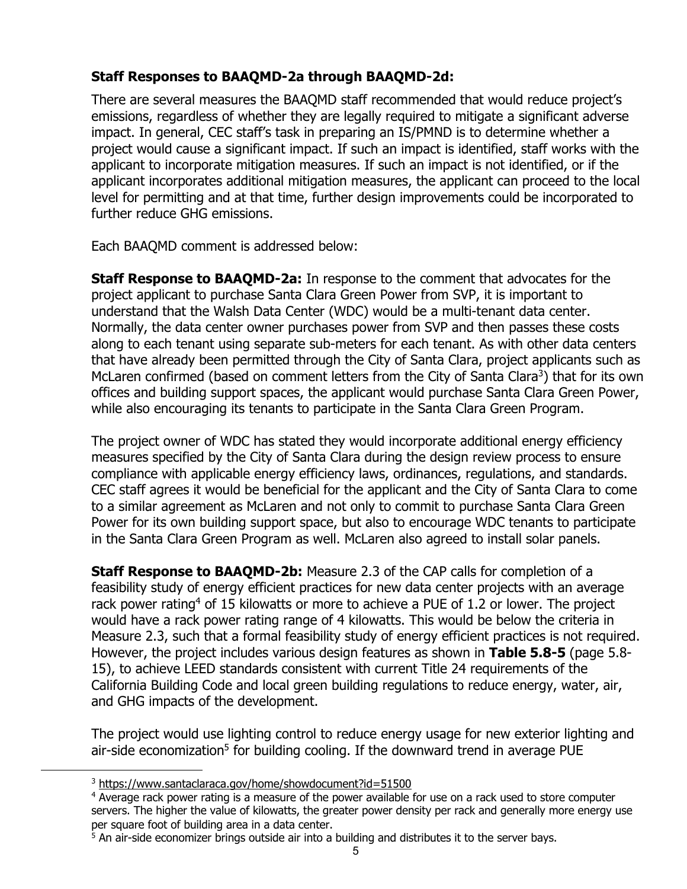**Staff Responses to BAAQMD-2a through BAAQMD-2d:**

There are several measures the BAAQMD staff recommended that would reduce project's emissions, regardless of whether they are legally required to mitigate a significant adverse impact. In general, CEC staff's task in preparing an IS/PMND is to determine whether a project would cause a significant impact. If such an impact is identified, staff works with the applicant to incorporate mitigation measures. If such an impact is not identified, or if the applicant incorporates additional mitigation measures, the applicant can proceed to the local level for permitting and at that time, further design improvements could be incorporated to further reduce GHG emissions.

Each BAAQMD comment is addressed below:

**Staff Response to BAAQMD-2a:** In response to the comment that advocates for the project applicant to purchase Santa Clara Green Power from SVP, it is important to understand that the Walsh Data Center (WDC) would be a multi-tenant data center. Normally, the data center owner purchases power from SVP and then passes these costs along to each tenant using separate sub-meters for each tenant. As with other data centers that have already been permitted through the City of Santa Clara, project applicants such as McLaren confirmed (based on comment letters from the City of Santa Clara[3]) that for its own offices and building support spaces, the applicant would purchase Santa Clara Green Power, while also encouraging its tenants to participate in the Santa Clara Green Program.

The project owner of WDC has stated they would incorporate additional energy efficiency measures specified by the City of Santa Clara during the design review process to ensure compliance with applicable energy efficiency laws, ordinances, regulations, and standards. CEC staff agrees it would be beneficial for the applicant and the City of Santa Clara to come to a similar agreement as McLaren and not only to commit to purchase Santa Clara Green Power for its own building support space, but also to encourage WDC tenants to participate in the Santa Clara Green Program as well. McLaren also agreed to install solar panels.

**Staff Response to BAAQMD-2b:** Measure 2.3 of the CAP calls for completion of a feasibility study of energy efficient practices for new data center projects with an average rack power rating[4] of 15 kilowatts or more to achieve a PUE of 1.2 or lower. The project would have a rack power rating range of 4 kilowatts. This would be below the criteria in Measure 2.3, such that a formal feasibility study of energy efficient practices is not required. However, the project includes various design features as shown in **Table 5.8-5** (page 5.8-15), to achieve LEED standards consistent with current Title 24 requirements of the California Building Code and local green building regulations to reduce energy, water, air, and GHG impacts of the development.

The project would use lighting control to reduce energy usage for new exterior lighting and air-side economization[5] for building cooling. If the downward trend in average PUE

---

[3] https://www.santaclaraca.gov/home/showdocument?id=51500

[4] Average rack power rating is a measure of the power available for use on a rack used to store computer servers. The higher the value of kilowatts, the greater power density per rack and generally more energy use per square foot of building area in a data center.

[5] An air-side economizer brings outside air into a building and distributes it to the server bays.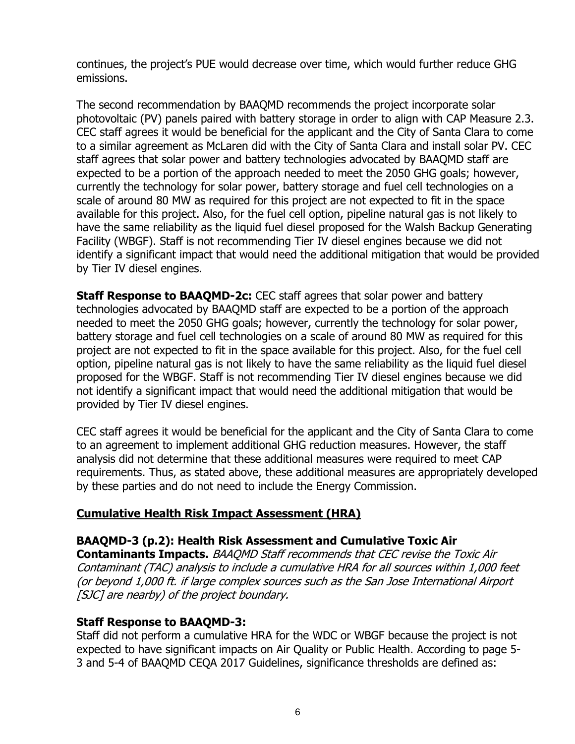continues, the project's PUE would decrease over time, which would further reduce GHG emissions.

The second recommendation by BAAQMD recommends the project incorporate solar photovoltaic (PV) panels paired with battery storage in order to align with CAP Measure 2.3. CEC staff agrees it would be beneficial for the applicant and the City of Santa Clara to come to a similar agreement as McLaren did with the City of Santa Clara and install solar PV. CEC staff agrees that solar power and battery technologies advocated by BAAQMD staff are expected to be a portion of the approach needed to meet the 2050 GHG goals; however, currently the technology for solar power, battery storage and fuel cell technologies on a scale of around 80 MW as required for this project are not expected to fit in the space available for this project. Also, for the fuel cell option, pipeline natural gas is not likely to have the same reliability as the liquid fuel diesel proposed for the Walsh Backup Generating Facility (WBGF). Staff is not recommending Tier IV diesel engines because we did not identify a significant impact that would need the additional mitigation that would be provided by Tier IV diesel engines.

**Staff Response to BAAQMD-2c:** CEC staff agrees that solar power and battery technologies advocated by BAAQMD staff are expected to be a portion of the approach needed to meet the 2050 GHG goals; however, currently the technology for solar power, battery storage and fuel cell technologies on a scale of around 80 MW as required for this project are not expected to fit in the space available for this project. Also, for the fuel cell option, pipeline natural gas is not likely to have the same reliability as the liquid fuel diesel proposed for the WBGF. Staff is not recommending Tier IV diesel engines because we did not identify a significant impact that would need the additional mitigation that would be provided by Tier IV diesel engines.

CEC staff agrees it would be beneficial for the applicant and the City of Santa Clara to come to an agreement to implement additional GHG reduction measures. However, the staff analysis did not determine that these additional measures were required to meet CAP requirements. Thus, as stated above, these additional measures are appropriately developed by these parties and do not need to include the Energy Commission.

## Cumulative Health Risk Impact Assessment (HRA)

**BAAQMD-3 (p.2): Health Risk Assessment and Cumulative Toxic Air Contaminants Impacts.** *BAAQMD Staff recommends that CEC revise the Toxic Air Contaminant (TAC) analysis to include a cumulative HRA for all sources within 1,000 feet (or beyond 1,000 ft. if large complex sources such as the San Jose International Airport [SJC] are nearby) of the project boundary.*

**Staff Response to BAAQMD-3:**
Staff did not perform a cumulative HRA for the WDC or WBGF because the project is not expected to have significant impacts on Air Quality or Public Health. According to page 5-3 and 5-4 of BAAQMD CEQA 2017 Guidelines, significance thresholds are defined as: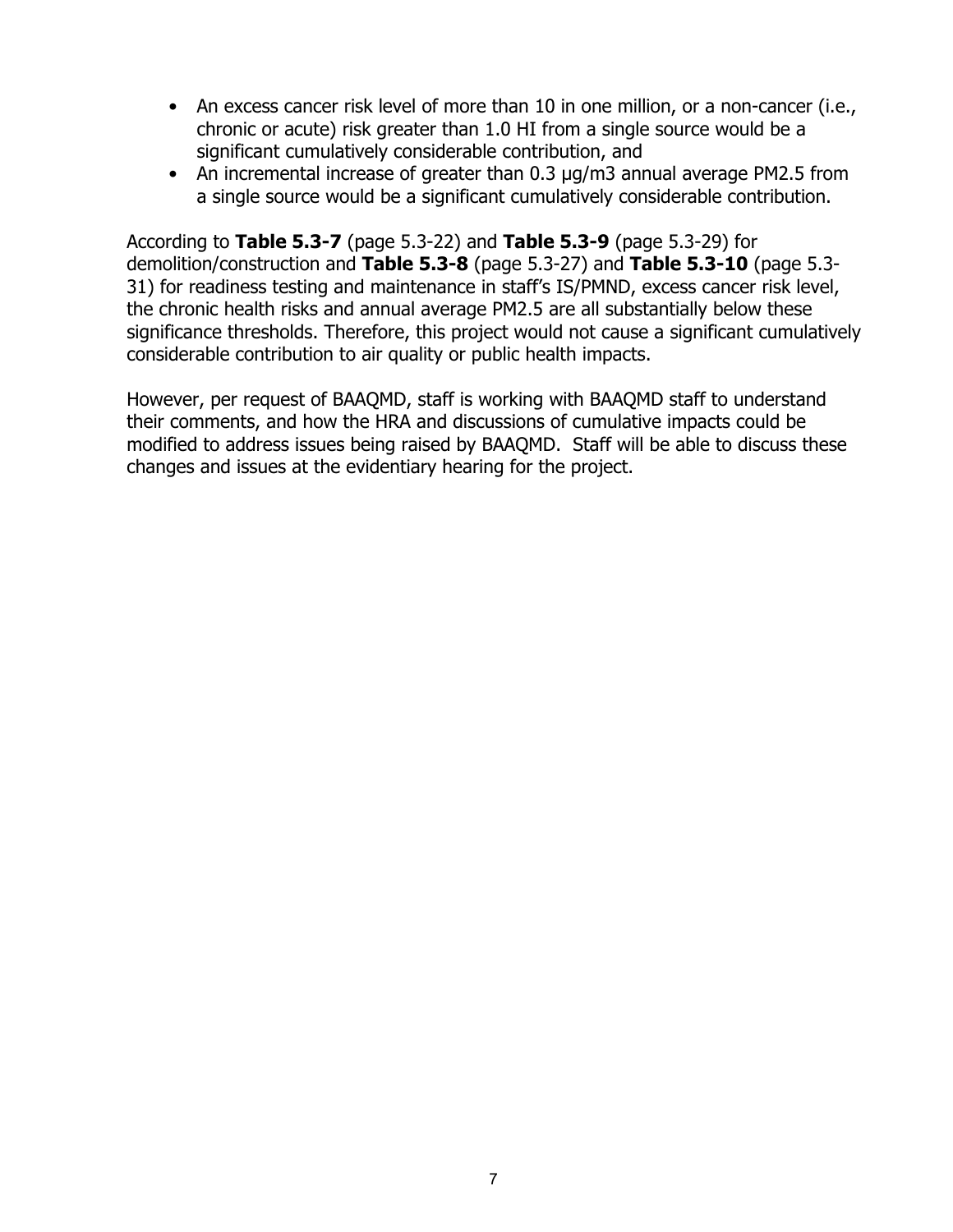- An excess cancer risk level of more than 10 in one million, or a non-cancer (i.e., chronic or acute) risk greater than 1.0 HI from a single source would be a significant cumulatively considerable contribution, and
- An incremental increase of greater than 0.3 µg/m3 annual average PM2.5 from a single source would be a significant cumulatively considerable contribution.

According to **Table 5.3-7** (page 5.3-22) and **Table 5.3-9** (page 5.3-29) for demolition/construction and **Table 5.3-8** (page 5.3-27) and **Table 5.3-10** (page 5.3-31) for readiness testing and maintenance in staff's IS/PMND, excess cancer risk level, the chronic health risks and annual average PM2.5 are all substantially below these significance thresholds. Therefore, this project would not cause a significant cumulatively considerable contribution to air quality or public health impacts.

However, per request of BAAQMD, staff is working with BAAQMD staff to understand their comments, and how the HRA and discussions of cumulative impacts could be modified to address issues being raised by BAAQMD. Staff will be able to discuss these changes and issues at the evidentiary hearing for the project.